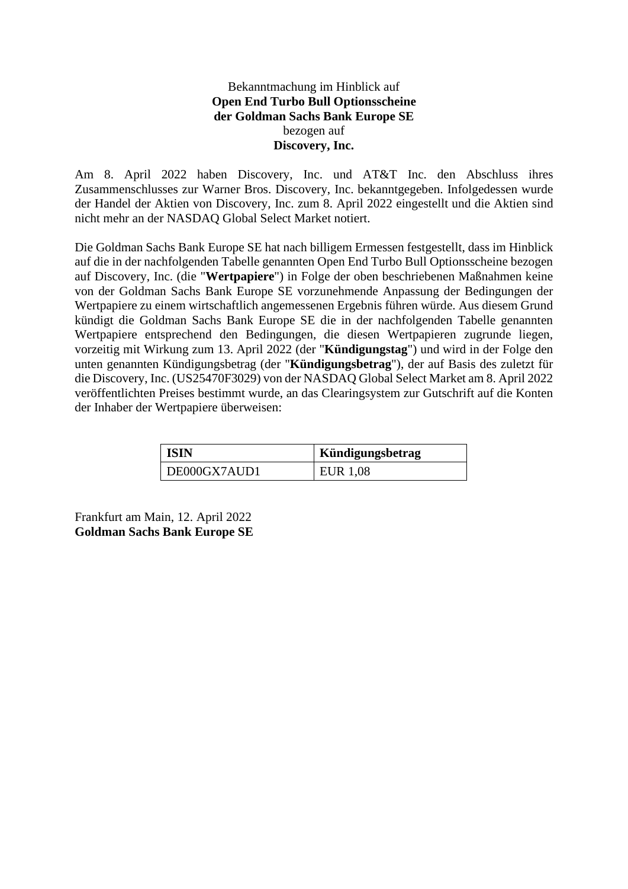Bekanntmachung im Hinblick auf
**Open End Turbo Bull Optionsscheine**
**der Goldman Sachs Bank Europe SE**
bezogen auf
**Discovery, Inc.**

Am 8. April 2022 haben Discovery, Inc. und AT&T Inc. den Abschluss ihres Zusammenschlusses zur Warner Bros. Discovery, Inc. bekanntgegeben. Infolgedessen wurde der Handel der Aktien von Discovery, Inc. zum 8. April 2022 eingestellt und die Aktien sind nicht mehr an der NASDAQ Global Select Market notiert.

Die Goldman Sachs Bank Europe SE hat nach billigem Ermessen festgestellt, dass im Hinblick auf die in der nachfolgenden Tabelle genannten Open End Turbo Bull Optionsscheine bezogen auf Discovery, Inc. (die "**Wertpapiere**") in Folge der oben beschriebenen Maßnahmen keine von der Goldman Sachs Bank Europe SE vorzunehmende Anpassung der Bedingungen der Wertpapiere zu einem wirtschaftlich angemessenen Ergebnis führen würde. Aus diesem Grund kündigt die Goldman Sachs Bank Europe SE die in der nachfolgenden Tabelle genannten Wertpapiere entsprechend den Bedingungen, die diesen Wertpapieren zugrunde liegen, vorzeitig mit Wirkung zum 13. April 2022 (der "**Kündigungstag**") und wird in der Folge den unten genannten Kündigungsbetrag (der "**Kündigungsbetrag**"), der auf Basis des zuletzt für die Discovery, Inc. (US25470F3029) von der NASDAQ Global Select Market am 8. April 2022 veröffentlichten Preises bestimmt wurde, an das Clearingsystem zur Gutschrift auf die Konten der Inhaber der Wertpapiere überweisen:

| **ISIN** | **Kündigungsbetrag** |
| --- | --- |
| DE000GX7AUD1 | EUR 1,08 |

Frankfurt am Main, 12. April 2022
**Goldman Sachs Bank Europe SE**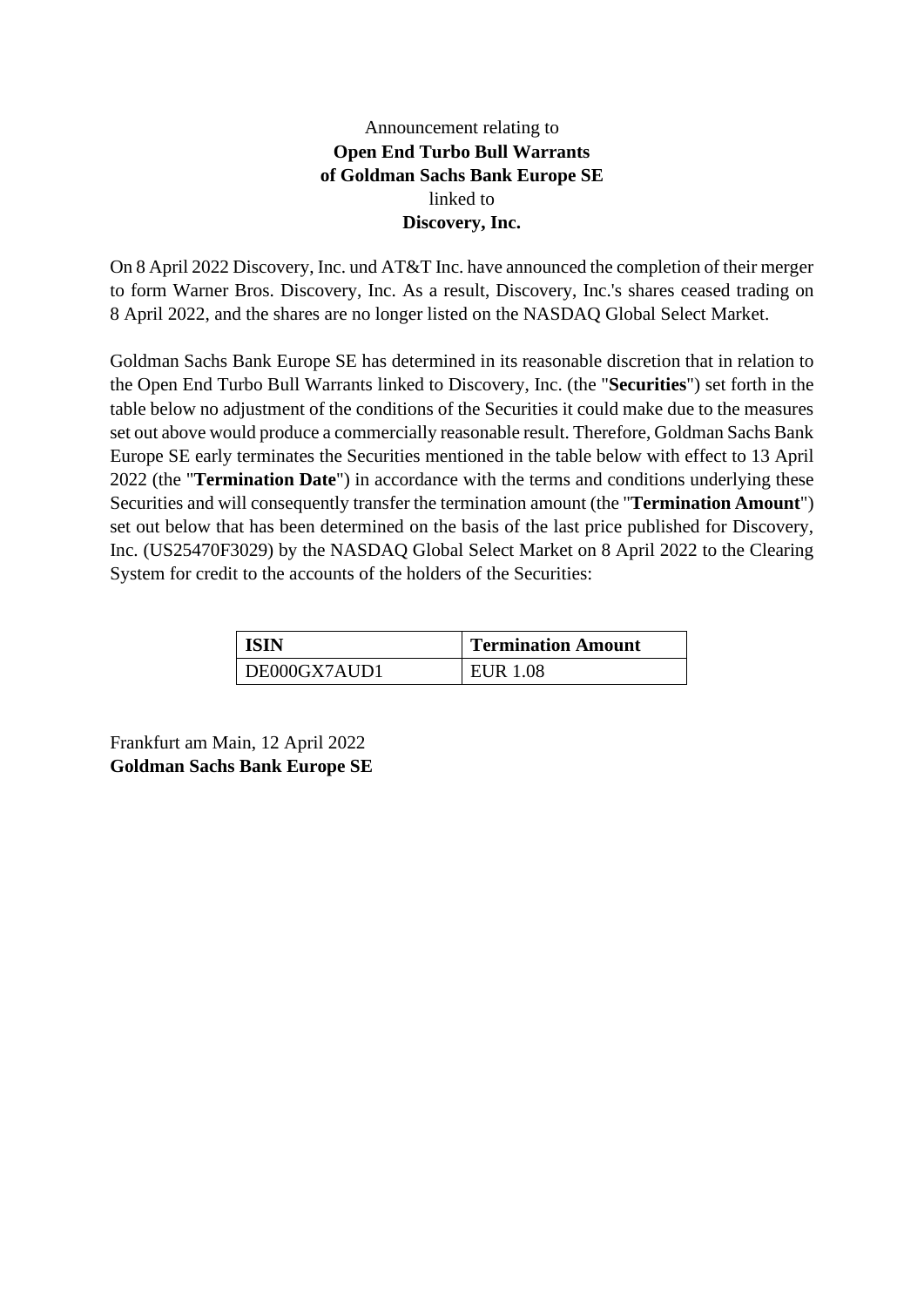Announcement relating to
**Open End Turbo Bull Warrants**
**of Goldman Sachs Bank Europe SE**
linked to
**Discovery, Inc.**

On 8 April 2022 Discovery, Inc. und AT&T Inc. have announced the completion of their merger to form Warner Bros. Discovery, Inc. As a result, Discovery, Inc.'s shares ceased trading on 8 April 2022, and the shares are no longer listed on the NASDAQ Global Select Market.

Goldman Sachs Bank Europe SE has determined in its reasonable discretion that in relation to the Open End Turbo Bull Warrants linked to Discovery, Inc. (the "**Securities**") set forth in the table below no adjustment of the conditions of the Securities it could make due to the measures set out above would produce a commercially reasonable result. Therefore, Goldman Sachs Bank Europe SE early terminates the Securities mentioned in the table below with effect to 13 April 2022 (the "**Termination Date**") in accordance with the terms and conditions underlying these Securities and will consequently transfer the termination amount (the "**Termination Amount**") set out below that has been determined on the basis of the last price published for Discovery, Inc. (US25470F3029) by the NASDAQ Global Select Market on 8 April 2022 to the Clearing System for credit to the accounts of the holders of the Securities:

| ISIN | Termination Amount |
|---|---|
| DE000GX7AUD1 | EUR 1.08 |

Frankfurt am Main, 12 April 2022
**Goldman Sachs Bank Europe SE**